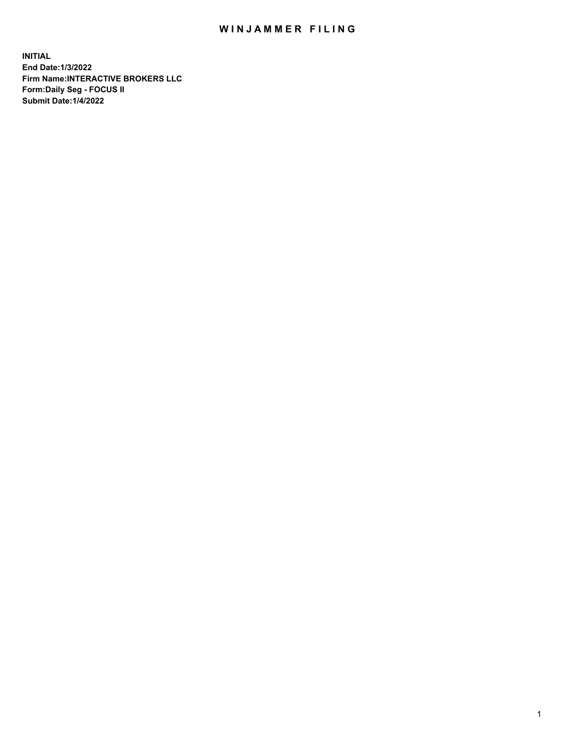# WINJAMMER FILING

**INITIAL**
**End Date:1/3/2022**
**Firm Name:INTERACTIVE BROKERS LLC**
**Form:Daily Seg - FOCUS II**
**Submit Date:1/4/2022**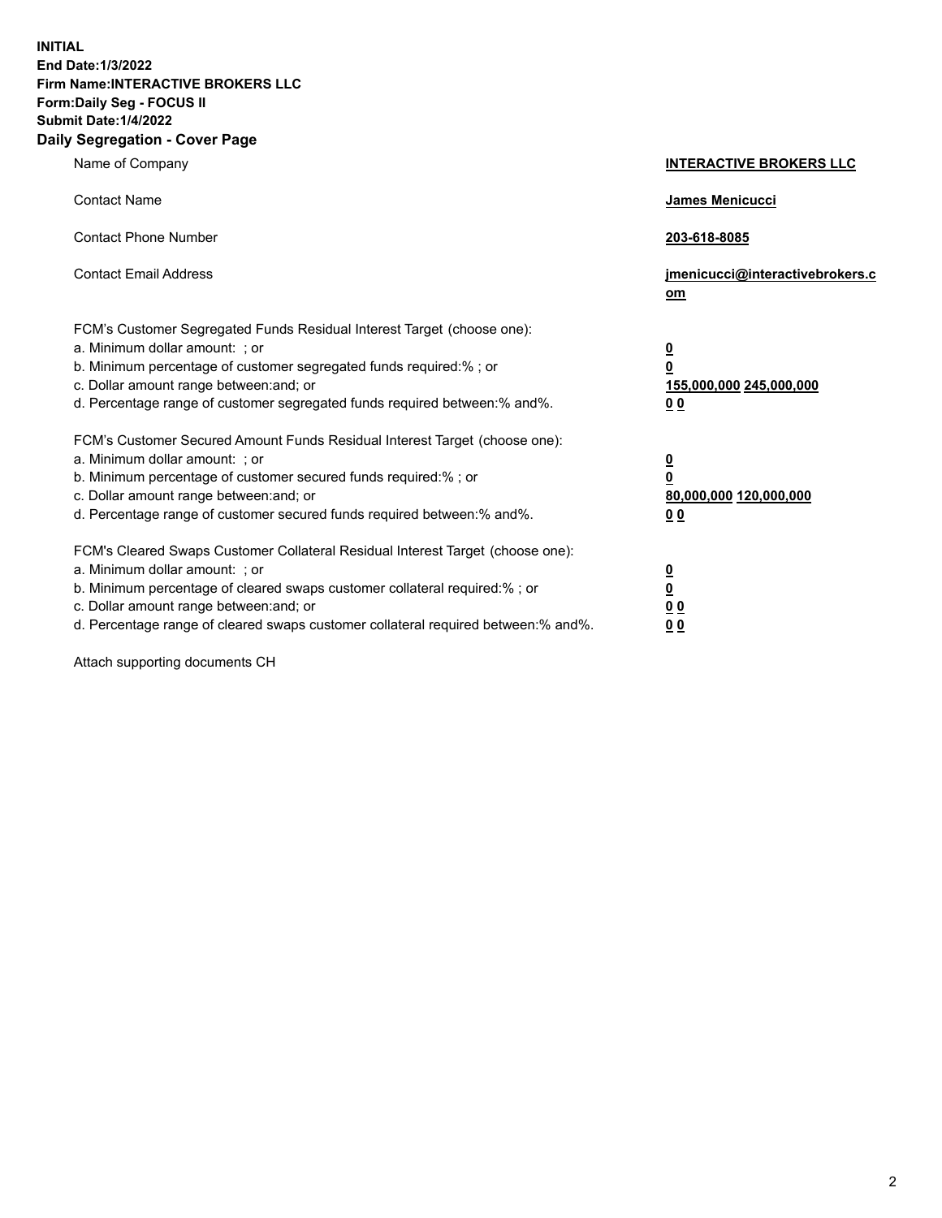**INITIAL**
**End Date:1/3/2022**
**Firm Name:INTERACTIVE BROKERS LLC**
**Form:Daily Seg - FOCUS II**
**Submit Date:1/4/2022**

## Daily Segregation - Cover Page

| | |
|---|---|
| Name of Company | **INTERACTIVE BROKERS LLC** |
| Contact Name | **James Menicucci** |
| Contact Phone Number | **203-618-8085** |
| Contact Email Address | **jmenicucci@interactivebrokers.com** |
| FCM's Customer Segregated Funds Residual Interest Target (choose one): | |
| a. Minimum dollar amount: ; or | **0** |
| b. Minimum percentage of customer segregated funds required:% ; or | **0** |
| c. Dollar amount range between:and; or | **155,000,000 245,000,000** |
| d. Percentage range of customer segregated funds required between:% and%. | **0 0** |
| FCM's Customer Secured Amount Funds Residual Interest Target (choose one): | |
| a. Minimum dollar amount: ; or | **0** |
| b. Minimum percentage of customer secured funds required:% ; or | **0** |
| c. Dollar amount range between:and; or | **80,000,000 120,000,000** |
| d. Percentage range of customer secured funds required between:% and%. | **0 0** |
| FCM's Cleared Swaps Customer Collateral Residual Interest Target (choose one): | |
| a. Minimum dollar amount: ; or | **0** |
| b. Minimum percentage of cleared swaps customer collateral required:% ; or | **0** |
| c. Dollar amount range between:and; or | **0 0** |
| d. Percentage range of cleared swaps customer collateral required between:% and%. | **0 0** |

Attach supporting documents CH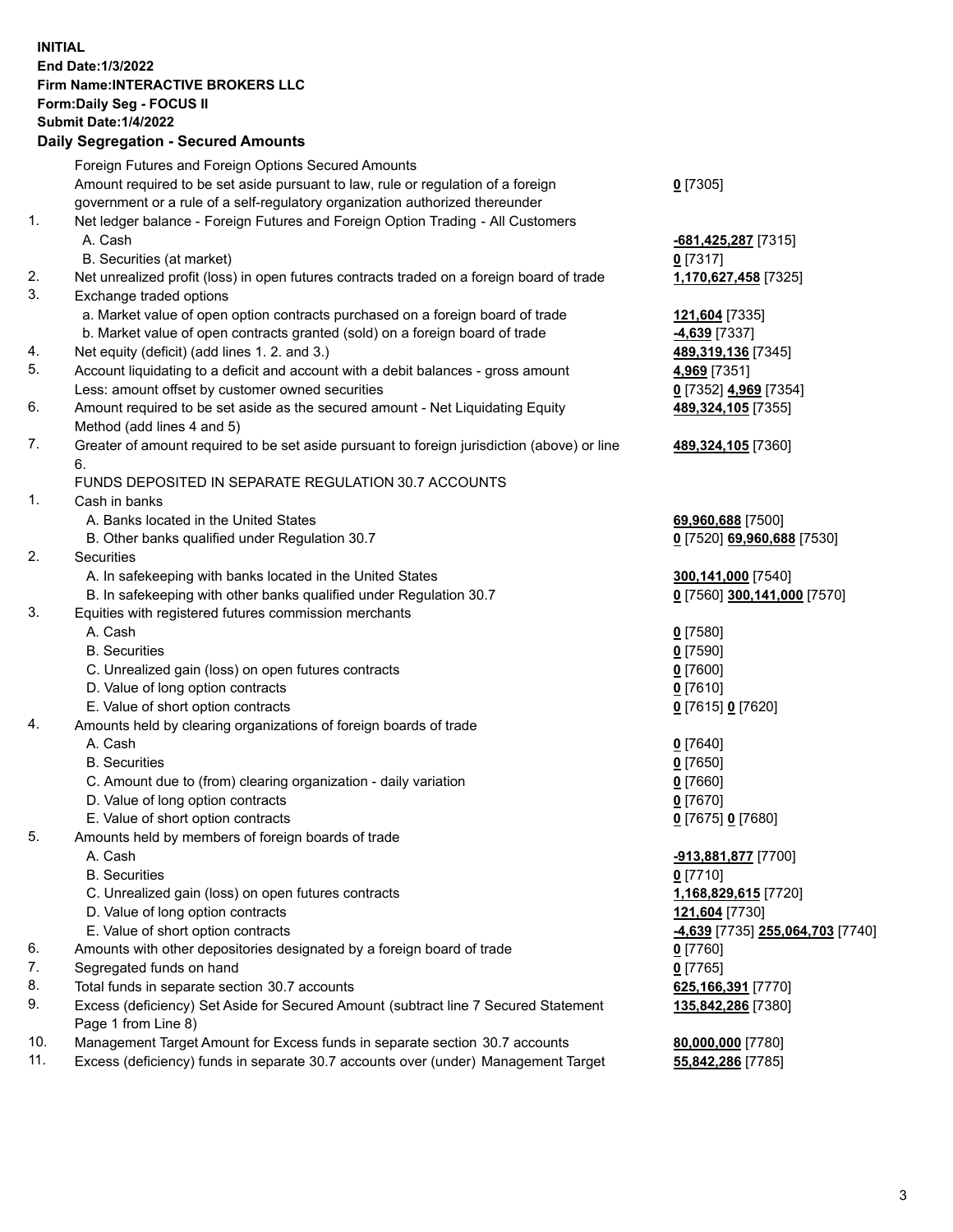**INITIAL**
**End Date:1/3/2022**
**Firm Name:INTERACTIVE BROKERS LLC**
**Form:Daily Seg - FOCUS II**
**Submit Date:1/4/2022**

**Daily Segregation - Secured Amounts**

| | | |
|---|---|---|
| | Foreign Futures and Foreign Options Secured Amounts | |
| | Amount required to be set aside pursuant to law, rule or regulation of a foreign government or a rule of a self-regulatory organization authorized thereunder | **0** [7305] |
| 1. | Net ledger balance - Foreign Futures and Foreign Option Trading - All Customers | |
| | A. Cash | **-681,425,287** [7315] |
| | B. Securities (at market) | **0** [7317] |
| 2. | Net unrealized profit (loss) in open futures contracts traded on a foreign board of trade | **1,170,627,458** [7325] |
| 3. | Exchange traded options | |
| | a. Market value of open option contracts purchased on a foreign board of trade | **121,604** [7335] |
| | b. Market value of open contracts granted (sold) on a foreign board of trade | **-4,639** [7337] |
| 4. | Net equity (deficit) (add lines 1. 2. and 3.) | **489,319,136** [7345] |
| 5. | Account liquidating to a deficit and account with a debit balances - gross amount | **4,969** [7351] |
| | Less: amount offset by customer owned securities | **0** [7352] **4,969** [7354] |
| 6. | Amount required to be set aside as the secured amount - Net Liquidating Equity Method (add lines 4 and 5) | **489,324,105** [7355] |
| 7. | Greater of amount required to be set aside pursuant to foreign jurisdiction (above) or line 6. | **489,324,105** [7360] |
| | FUNDS DEPOSITED IN SEPARATE REGULATION 30.7 ACCOUNTS | |
| 1. | Cash in banks | |
| | A. Banks located in the United States | **69,960,688** [7500] |
| | B. Other banks qualified under Regulation 30.7 | **0** [7520] **69,960,688** [7530] |
| 2. | Securities | |
| | A. In safekeeping with banks located in the United States | **300,141,000** [7540] |
| | B. In safekeeping with other banks qualified under Regulation 30.7 | **0** [7560] **300,141,000** [7570] |
| 3. | Equities with registered futures commission merchants | |
| | A. Cash | **0** [7580] |
| | B. Securities | **0** [7590] |
| | C. Unrealized gain (loss) on open futures contracts | **0** [7600] |
| | D. Value of long option contracts | **0** [7610] |
| | E. Value of short option contracts | **0** [7615] **0** [7620] |
| 4. | Amounts held by clearing organizations of foreign boards of trade | |
| | A. Cash | **0** [7640] |
| | B. Securities | **0** [7650] |
| | C. Amount due to (from) clearing organization - daily variation | **0** [7660] |
| | D. Value of long option contracts | **0** [7670] |
| | E. Value of short option contracts | **0** [7675] **0** [7680] |
| 5. | Amounts held by members of foreign boards of trade | |
| | A. Cash | **-913,881,877** [7700] |
| | B. Securities | **0** [7710] |
| | C. Unrealized gain (loss) on open futures contracts | **1,168,829,615** [7720] |
| | D. Value of long option contracts | **121,604** [7730] |
| | E. Value of short option contracts | **-4,639** [7735] **255,064,703** [7740] |
| 6. | Amounts with other depositories designated by a foreign board of trade | **0** [7760] |
| 7. | Segregated funds on hand | **0** [7765] |
| 8. | Total funds in separate section 30.7 accounts | **625,166,391** [7770] |
| 9. | Excess (deficiency) Set Aside for Secured Amount (subtract line 7 Secured Statement Page 1 from Line 8) | **135,842,286** [7380] |
| 10. | Management Target Amount for Excess funds in separate section 30.7 accounts | **80,000,000** [7780] |
| 11. | Excess (deficiency) funds in separate 30.7 accounts over (under) Management Target | **55,842,286** [7785] |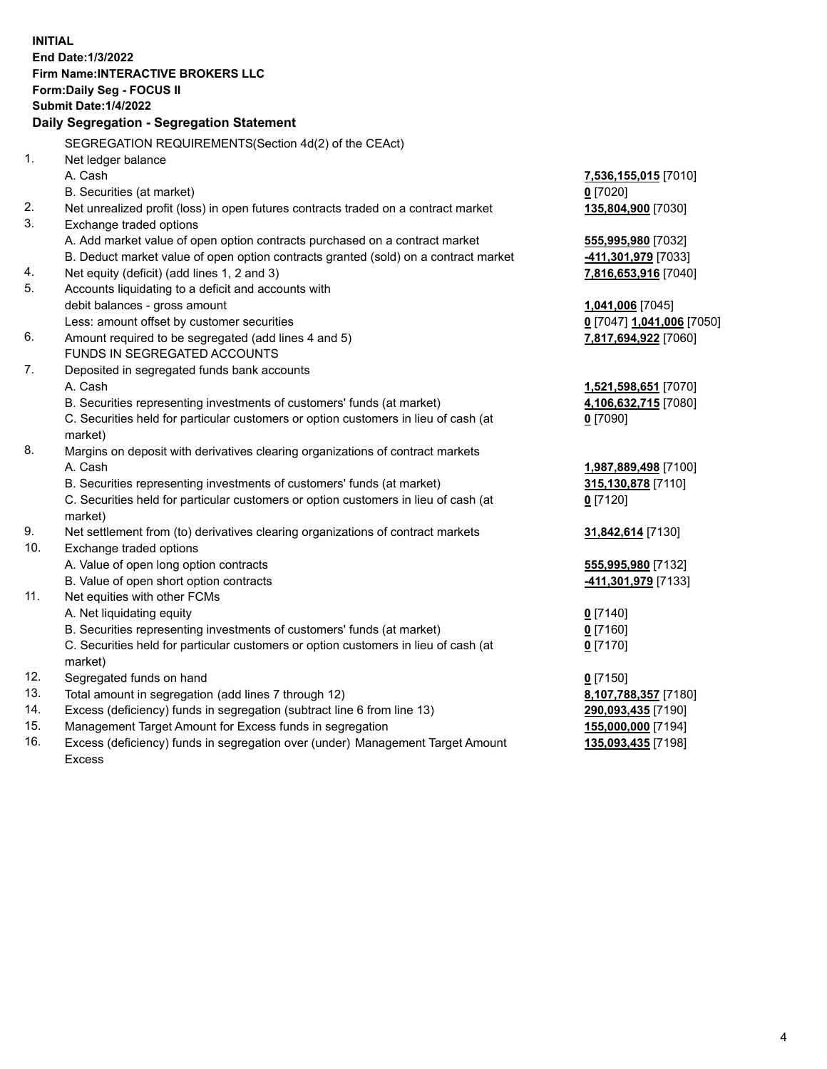**INITIAL**
**End Date:1/3/2022**
**Firm Name:INTERACTIVE BROKERS LLC**
**Form:Daily Seg - FOCUS II**
**Submit Date:1/4/2022**

**Daily Segregation - Segregation Statement**

SEGREGATION REQUIREMENTS(Section 4d(2) of the CEAct)

| | | |
|---|---|---|
| 1. | Net ledger balance | |
| | A. Cash | **7,536,155,015** [7010] |
| | B. Securities (at market) | **0** [7020] |
| 2. | Net unrealized profit (loss) in open futures contracts traded on a contract market | **135,804,900** [7030] |
| 3. | Exchange traded options | |
| | A. Add market value of open option contracts purchased on a contract market | **555,995,980** [7032] |
| | B. Deduct market value of open option contracts granted (sold) on a contract market | **-411,301,979** [7033] |
| 4. | Net equity (deficit) (add lines 1, 2 and 3) | **7,816,653,916** [7040] |
| 5. | Accounts liquidating to a deficit and accounts with | |
| | debit balances - gross amount | **1,041,006** [7045] |
| | Less: amount offset by customer securities | **0** [7047] **1,041,006** [7050] |
| 6. | Amount required to be segregated (add lines 4 and 5) | **7,817,694,922** [7060] |
| | FUNDS IN SEGREGATED ACCOUNTS | |
| 7. | Deposited in segregated funds bank accounts | |
| | A. Cash | **1,521,598,651** [7070] |
| | B. Securities representing investments of customers' funds (at market) | **4,106,632,715** [7080] |
| | C. Securities held for particular customers or option customers in lieu of cash (at market) | **0** [7090] |
| 8. | Margins on deposit with derivatives clearing organizations of contract markets | |
| | A. Cash | **1,987,889,498** [7100] |
| | B. Securities representing investments of customers' funds (at market) | **315,130,878** [7110] |
| | C. Securities held for particular customers or option customers in lieu of cash (at market) | **0** [7120] |
| 9. | Net settlement from (to) derivatives clearing organizations of contract markets | **31,842,614** [7130] |
| 10. | Exchange traded options | |
| | A. Value of open long option contracts | **555,995,980** [7132] |
| | B. Value of open short option contracts | **-411,301,979** [7133] |
| 11. | Net equities with other FCMs | |
| | A. Net liquidating equity | **0** [7140] |
| | B. Securities representing investments of customers' funds (at market) | **0** [7160] |
| | C. Securities held for particular customers or option customers in lieu of cash (at market) | **0** [7170] |
| 12. | Segregated funds on hand | **0** [7150] |
| 13. | Total amount in segregation (add lines 7 through 12) | **8,107,788,357** [7180] |
| 14. | Excess (deficiency) funds in segregation (subtract line 6 from line 13) | **290,093,435** [7190] |
| 15. | Management Target Amount for Excess funds in segregation | **155,000,000** [7194] |
| 16. | Excess (deficiency) funds in segregation over (under) Management Target Amount Excess | **135,093,435** [7198] |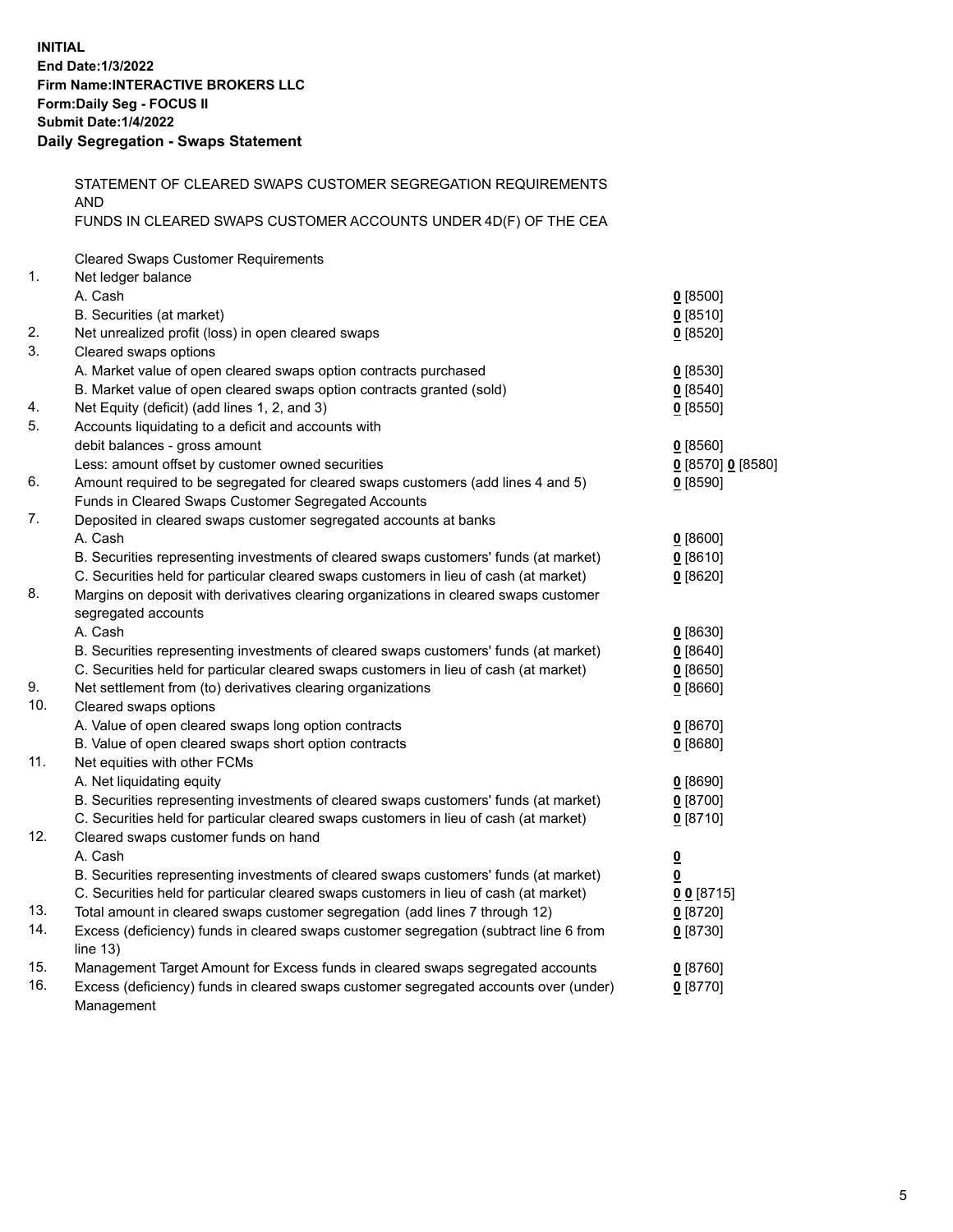**INITIAL**
**End Date:1/3/2022**
**Firm Name:INTERACTIVE BROKERS LLC**
**Form:Daily Seg - FOCUS II**
**Submit Date:1/4/2022**
**Daily Segregation - Swaps Statement**

STATEMENT OF CLEARED SWAPS CUSTOMER SEGREGATION REQUIREMENTS AND FUNDS IN CLEARED SWAPS CUSTOMER ACCOUNTS UNDER 4D(F) OF THE CEA

| | | |
|---|---|---|
| | Cleared Swaps Customer Requirements | |
| 1. | Net ledger balance | |
| | A. Cash | 0 [8500] |
| | B. Securities (at market) | 0 [8510] |
| 2. | Net unrealized profit (loss) in open cleared swaps | 0 [8520] |
| 3. | Cleared swaps options | |
| | A. Market value of open cleared swaps option contracts purchased | 0 [8530] |
| | B. Market value of open cleared swaps option contracts granted (sold) | 0 [8540] |
| 4. | Net Equity (deficit) (add lines 1, 2, and 3) | 0 [8550] |
| 5. | Accounts liquidating to a deficit and accounts with debit balances - gross amount | 0 [8560] |
| | Less: amount offset by customer owned securities | 0 [8570] 0 [8580] |
| 6. | Amount required to be segregated for cleared swaps customers (add lines 4 and 5) | 0 [8590] |
| | Funds in Cleared Swaps Customer Segregated Accounts | |
| 7. | Deposited in cleared swaps customer segregated accounts at banks | |
| | A. Cash | 0 [8600] |
| | B. Securities representing investments of cleared swaps customers' funds (at market) | 0 [8610] |
| | C. Securities held for particular cleared swaps customers in lieu of cash (at market) | 0 [8620] |
| 8. | Margins on deposit with derivatives clearing organizations in cleared swaps customer segregated accounts | |
| | A. Cash | 0 [8630] |
| | B. Securities representing investments of cleared swaps customers' funds (at market) | 0 [8640] |
| | C. Securities held for particular cleared swaps customers in lieu of cash (at market) | 0 [8650] |
| 9. | Net settlement from (to) derivatives clearing organizations | 0 [8660] |
| 10. | Cleared swaps options | |
| | A. Value of open cleared swaps long option contracts | 0 [8670] |
| | B. Value of open cleared swaps short option contracts | 0 [8680] |
| 11. | Net equities with other FCMs | |
| | A. Net liquidating equity | 0 [8690] |
| | B. Securities representing investments of cleared swaps customers' funds (at market) | 0 [8700] |
| | C. Securities held for particular cleared swaps customers in lieu of cash (at market) | 0 [8710] |
| 12. | Cleared swaps customer funds on hand | |
| | A. Cash | 0 |
| | B. Securities representing investments of cleared swaps customers' funds (at market) | 0 |
| | C. Securities held for particular cleared swaps customers in lieu of cash (at market) | 0 0 [8715] |
| 13. | Total amount in cleared swaps customer segregation (add lines 7 through 12) | 0 [8720] |
| 14. | Excess (deficiency) funds in cleared swaps customer segregation (subtract line 6 from line 13) | 0 [8730] |
| 15. | Management Target Amount for Excess funds in cleared swaps segregated accounts | 0 [8760] |
| 16. | Excess (deficiency) funds in cleared swaps customer segregated accounts over (under) Management | 0 [8770] |